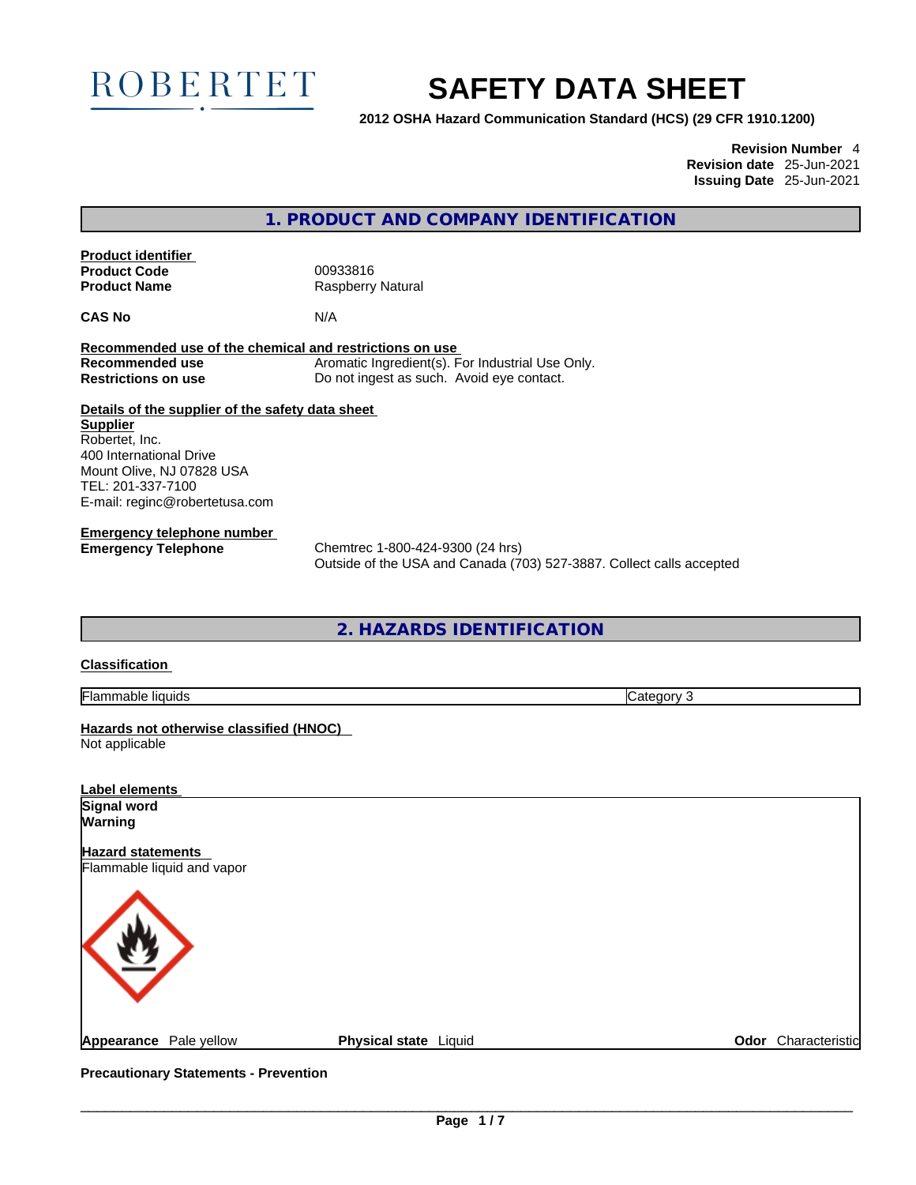ROBERTET

# SAFETY DATA SHEET

**2012 OSHA Hazard Communication Standard (HCS) (29 CFR 1910.1200)**

**Revision Number** 4
**Revision date** 25-Jun-2021
**Issuing Date** 25-Jun-2021

## 1. PRODUCT AND COMPANY IDENTIFICATION

**Product identifier**

| | |
|---|---|
| **Product Code** | 00933816 |
| **Product Name** | Raspberry Natural |
| **CAS No** | N/A |

**Recommended use of the chemical and restrictions on use**

| | |
|---|---|
| **Recommended use** | Aromatic Ingredient(s). For Industrial Use Only. |
| **Restrictions on use** | Do not ingest as such. Avoid eye contact. |

**Details of the supplier of the safety data sheet**

**Supplier**
Robertet, Inc.
400 International Drive
Mount Olive, NJ 07828 USA
TEL: 201-337-7100
E-mail: reginc@robertetusa.com

**Emergency telephone number**

| | |
|---|---|
| **Emergency Telephone** | Chemtrec 1-800-424-9300 (24 hrs)<br>Outside of the USA and Canada (703) 527-3887. Collect calls accepted |

## 2. HAZARDS IDENTIFICATION

**Classification**

| | |
|---|---|
| Flammable liquids | Category 3 |

**Hazards not otherwise classified (HNOC)**
Not applicable

**Label elements**

**Signal word**
**Warning**

**Hazard statements**
Flammable liquid and vapor

**Appearance** Pale yellow **Physical state** Liquid **Odor** Characteristic

**Precautionary Statements - Prevention**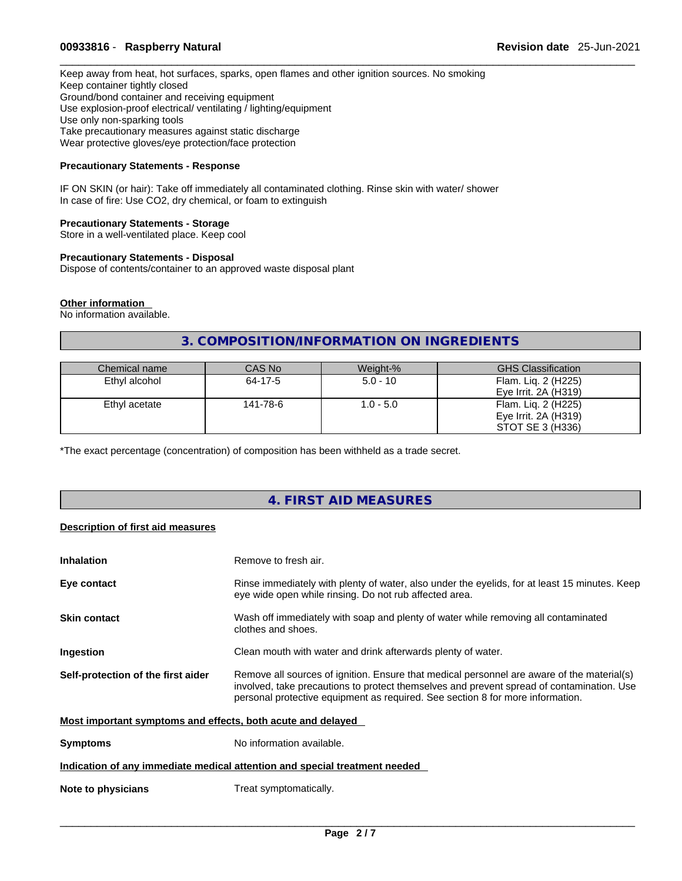Keep away from heat, hot surfaces, sparks, open flames and other ignition sources. No smoking
Keep container tightly closed
Ground/bond container and receiving equipment
Use explosion-proof electrical/ ventilating / lighting/equipment
Use only non-sparking tools
Take precautionary measures against static discharge
Wear protective gloves/eye protection/face protection

**Precautionary Statements - Response**

IF ON SKIN (or hair): Take off immediately all contaminated clothing. Rinse skin with water/ shower
In case of fire: Use CO2, dry chemical, or foam to extinguish

**Precautionary Statements - Storage**
Store in a well-ventilated place. Keep cool

**Precautionary Statements - Disposal**
Dispose of contents/container to an approved waste disposal plant

**Other information**
No information available.

## 3. COMPOSITION/INFORMATION ON INGREDIENTS

| Chemical name | CAS No | Weight-% | GHS Classification |
|---|---|---|---|
| Ethyl alcohol | 64-17-5 | 5.0 - 10 | Flam. Liq. 2 (H225)<br>Eye Irrit. 2A (H319) |
| Ethyl acetate | 141-78-6 | 1.0 - 5.0 | Flam. Liq. 2 (H225)<br>Eye Irrit. 2A (H319)<br>STOT SE 3 (H336) |

*The exact percentage (concentration) of composition has been withheld as a trade secret.

## 4. FIRST AID MEASURES

**Description of first aid measures**

**Inhalation** Remove to fresh air.

**Eye contact** Rinse immediately with plenty of water, also under the eyelids, for at least 15 minutes. Keep eye wide open while rinsing. Do not rub affected area.

**Skin contact** Wash off immediately with soap and plenty of water while removing all contaminated clothes and shoes.

**Ingestion** Clean mouth with water and drink afterwards plenty of water.

**Self-protection of the first aider** Remove all sources of ignition. Ensure that medical personnel are aware of the material(s) involved, take precautions to protect themselves and prevent spread of contamination. Use personal protective equipment as required. See section 8 for more information.

**Most important symptoms and effects, both acute and delayed**

**Symptoms** No information available.

**Indication of any immediate medical attention and special treatment needed**

**Note to physicians** Treat symptomatically.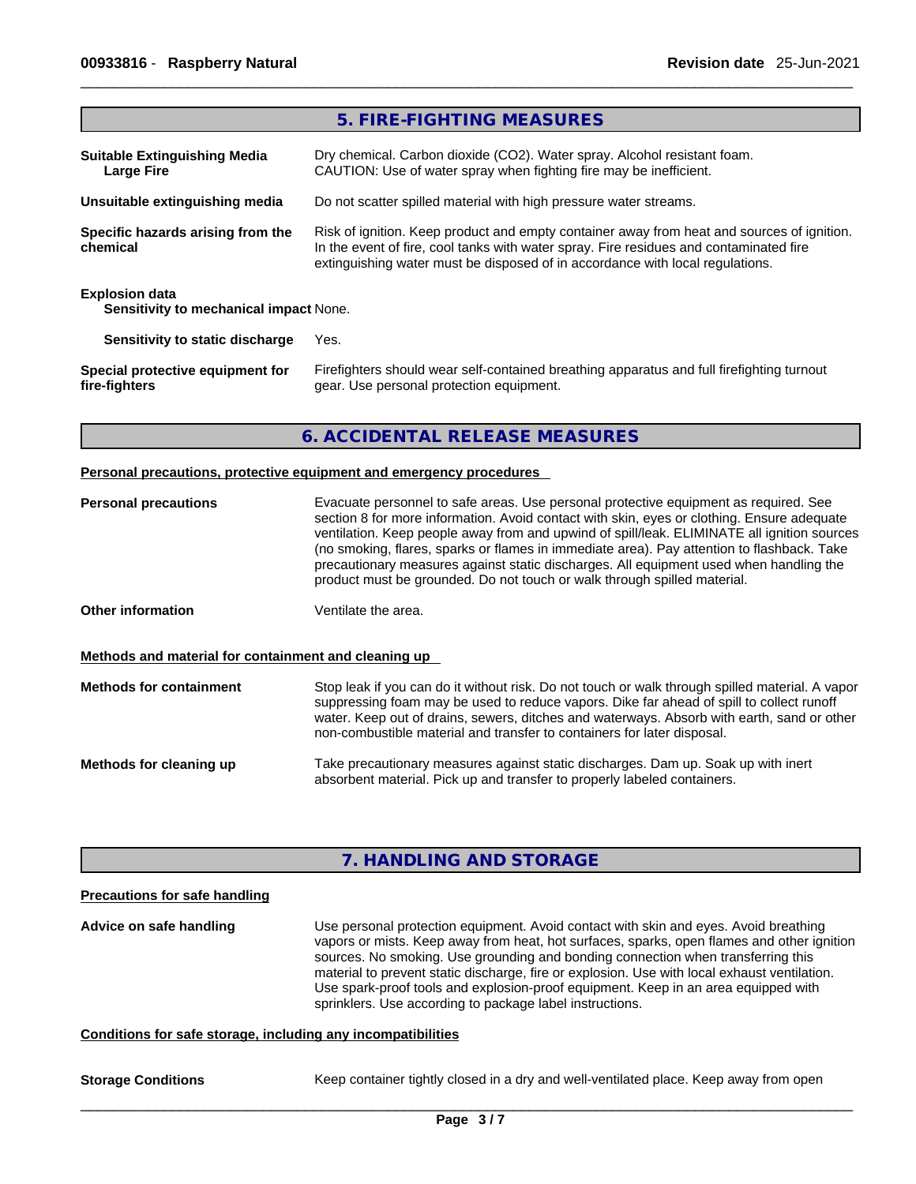## 5. FIRE-FIGHTING MEASURES

**Suitable Extinguishing Media**
**Large Fire**

Dry chemical. Carbon dioxide (CO2). Water spray. Alcohol resistant foam.
CAUTION: Use of water spray when fighting fire may be inefficient.

**Unsuitable extinguishing media**

Do not scatter spilled material with high pressure water streams.

**Specific hazards arising from the chemical**

Risk of ignition. Keep product and empty container away from heat and sources of ignition. In the event of fire, cool tanks with water spray. Fire residues and contaminated fire extinguishing water must be disposed of in accordance with local regulations.

**Explosion data**

**Sensitivity to mechanical impact** None.

**Sensitivity to static discharge** Yes.

**Special protective equipment for fire-fighters**

Firefighters should wear self-contained breathing apparatus and full firefighting turnout gear. Use personal protection equipment.

## 6. ACCIDENTAL RELEASE MEASURES

**Personal precautions, protective equipment and emergency procedures**

**Personal precautions**

Evacuate personnel to safe areas. Use personal protective equipment as required. See section 8 for more information. Avoid contact with skin, eyes or clothing. Ensure adequate ventilation. Keep people away from and upwind of spill/leak. ELIMINATE all ignition sources (no smoking, flares, sparks or flames in immediate area). Pay attention to flashback. Take precautionary measures against static discharges. All equipment used when handling the product must be grounded. Do not touch or walk through spilled material.

**Other information**

Ventilate the area.

**Methods and material for containment and cleaning up**

**Methods for containment**

Stop leak if you can do it without risk. Do not touch or walk through spilled material. A vapor suppressing foam may be used to reduce vapors. Dike far ahead of spill to collect runoff water. Keep out of drains, sewers, ditches and waterways. Absorb with earth, sand or other non-combustible material and transfer to containers for later disposal.

**Methods for cleaning up**

Take precautionary measures against static discharges. Dam up. Soak up with inert absorbent material. Pick up and transfer to properly labeled containers.

## 7. HANDLING AND STORAGE

**Precautions for safe handling**

**Advice on safe handling**

Use personal protection equipment. Avoid contact with skin and eyes. Avoid breathing vapors or mists. Keep away from heat, hot surfaces, sparks, open flames and other ignition sources. No smoking. Use grounding and bonding connection when transferring this material to prevent static discharge, fire or explosion. Use with local exhaust ventilation. Use spark-proof tools and explosion-proof equipment. Keep in an area equipped with sprinklers. Use according to package label instructions.

**Conditions for safe storage, including any incompatibilities**

**Storage Conditions**

Keep container tightly closed in a dry and well-ventilated place. Keep away from open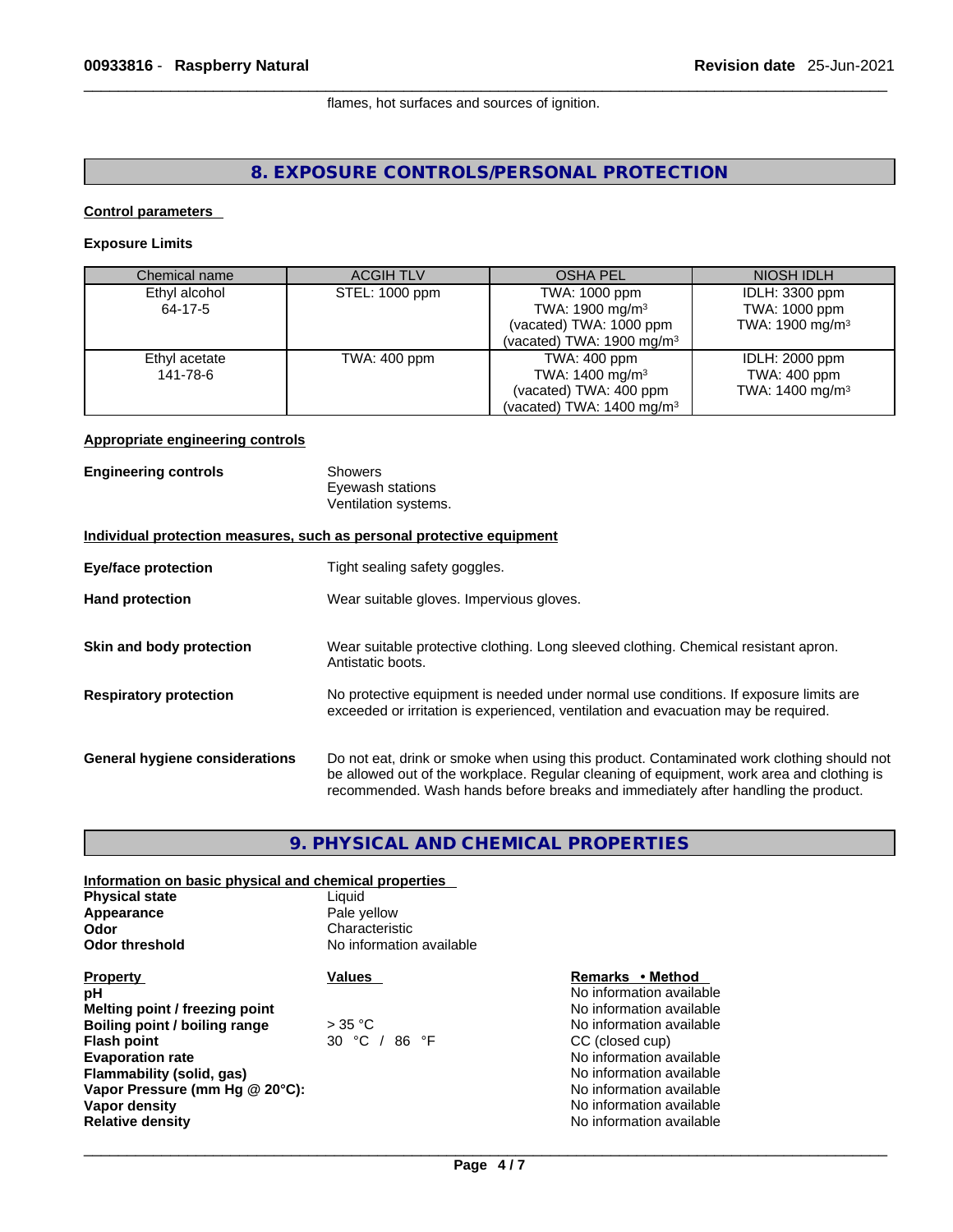flames, hot surfaces and sources of ignition.

## 8. EXPOSURE CONTROLS/PERSONAL PROTECTION

**Control parameters**

**Exposure Limits**

| Chemical name | ACGIH TLV | OSHA PEL | NIOSH IDLH |
|---|---|---|---|
| Ethyl alcohol<br>64-17-5 | STEL: 1000 ppm | TWA: 1000 ppm<br>TWA: 1900 mg/m³<br>(vacated) TWA: 1000 ppm<br>(vacated) TWA: 1900 mg/m³ | IDLH: 3300 ppm<br>TWA: 1000 ppm<br>TWA: 1900 mg/m³ |
| Ethyl acetate<br>141-78-6 | TWA: 400 ppm | TWA: 400 ppm<br>TWA: 1400 mg/m³<br>(vacated) TWA: 400 ppm<br>(vacated) TWA: 1400 mg/m³ | IDLH: 2000 ppm<br>TWA: 400 ppm<br>TWA: 1400 mg/m³ |

**Appropriate engineering controls**

**Engineering controls** Showers
Eyewash stations
Ventilation systems.

**Individual protection measures, such as personal protective equipment**

**Eye/face protection** Tight sealing safety goggles.

**Hand protection** Wear suitable gloves. Impervious gloves.

**Skin and body protection** Wear suitable protective clothing. Long sleeved clothing. Chemical resistant apron. Antistatic boots.

**Respiratory protection** No protective equipment is needed under normal use conditions. If exposure limits are exceeded or irritation is experienced, ventilation and evacuation may be required.

**General hygiene considerations** Do not eat, drink or smoke when using this product. Contaminated work clothing should not be allowed out of the workplace. Regular cleaning of equipment, work area and clothing is recommended. Wash hands before breaks and immediately after handling the product.

## 9. PHYSICAL AND CHEMICAL PROPERTIES

**Information on basic physical and chemical properties**

**Physical state** Liquid
**Appearance** Pale yellow
**Odor** Characteristic
**Odor threshold** No information available

| Property | Values | Remarks • Method |
|---|---|---|
| **pH** | | No information available |
| **Melting point / freezing point** | | No information available |
| **Boiling point / boiling range** | > 35 °C | No information available |
| **Flash point** | 30 °C / 86 °F | CC (closed cup) |
| **Evaporation rate** | | No information available |
| **Flammability (solid, gas)** | | No information available |
| **Vapor Pressure (mm Hg @ 20°C):** | | No information available |
| **Vapor density** | | No information available |
| **Relative density** | | No information available |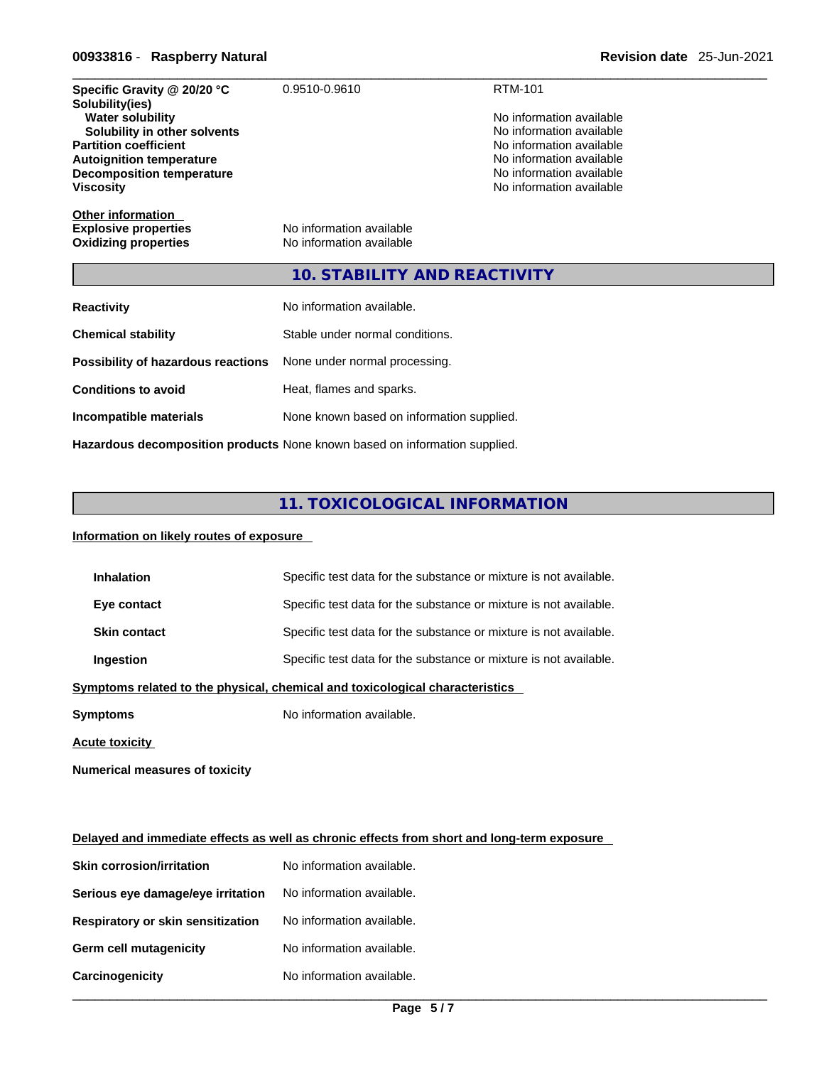| | | |
|---|---|---|
| **Specific Gravity @ 20/20 °C** | 0.9510-0.9610 | RTM-101 |
| **Solubility(ies)** | | |
| **Water solubility** | | No information available |
| **Solubility in other solvents** | | No information available |
| **Partition coefficient** | | No information available |
| **Autoignition temperature** | | No information available |
| **Decomposition temperature** | | No information available |
| **Viscosity** | | No information available |

**Other information**

**Explosive properties** No information available
**Oxidizing properties** No information available

## 10. STABILITY AND REACTIVITY

**Reactivity** No information available.

**Chemical stability** Stable under normal conditions.

**Possibility of hazardous reactions** None under normal processing.

**Conditions to avoid** Heat, flames and sparks.

**Incompatible materials** None known based on information supplied.

**Hazardous decomposition products** None known based on information supplied.

## 11. TOXICOLOGICAL INFORMATION

**Information on likely routes of exposure**

**Inhalation** Specific test data for the substance or mixture is not available.

**Eye contact** Specific test data for the substance or mixture is not available.

**Skin contact** Specific test data for the substance or mixture is not available.

**Ingestion** Specific test data for the substance or mixture is not available.

**Symptoms related to the physical, chemical and toxicological characteristics**

**Symptoms** No information available.

**Acute toxicity**

**Numerical measures of toxicity**

**Delayed and immediate effects as well as chronic effects from short and long-term exposure**

**Skin corrosion/irritation** No information available.

**Serious eye damage/eye irritation** No information available.

**Respiratory or skin sensitization** No information available.

**Germ cell mutagenicity** No information available.

**Carcinogenicity** No information available.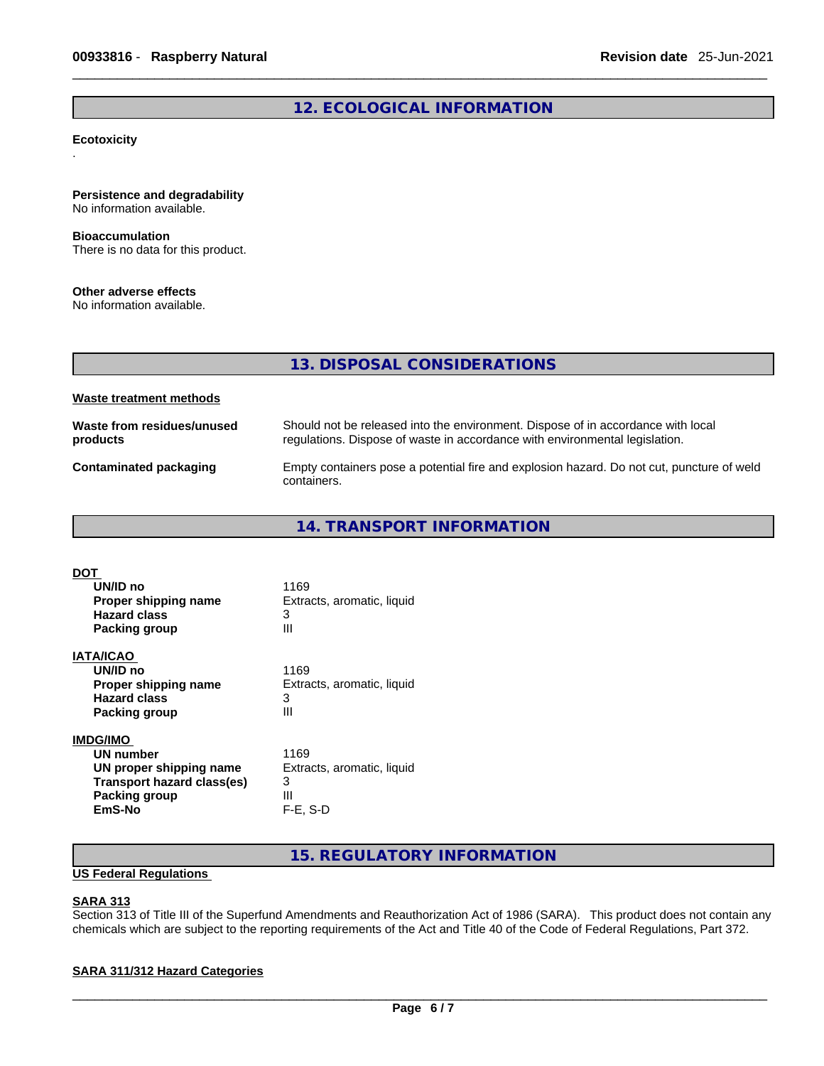## 12. ECOLOGICAL INFORMATION

**Ecotoxicity**

.

**Persistence and degradability**
No information available.

**Bioaccumulation**
There is no data for this product.

**Other adverse effects**
No information available.

## 13. DISPOSAL CONSIDERATIONS

**Waste treatment methods**

| | |
|---|---|
| **Waste from residues/unused products** | Should not be released into the environment. Dispose of in accordance with local regulations. Dispose of waste in accordance with environmental legislation. |
| **Contaminated packaging** | Empty containers pose a potential fire and explosion hazard. Do not cut, puncture of weld containers. |

## 14. TRANSPORT INFORMATION

**DOT**

| | |
|---|---|
| **UN/ID no** | 1169 |
| **Proper shipping name** | Extracts, aromatic, liquid |
| **Hazard class** | 3 |
| **Packing group** | III |

**IATA/ICAO**

| | |
|---|---|
| **UN/ID no** | 1169 |
| **Proper shipping name** | Extracts, aromatic, liquid |
| **Hazard class** | 3 |
| **Packing group** | III |

**IMDG/IMO**

| | |
|---|---|
| **UN number** | 1169 |
| **UN proper shipping name** | Extracts, aromatic, liquid |
| **Transport hazard class(es)** | 3 |
| **Packing group** | III |
| **EmS-No** | F-E, S-D |

## 15. REGULATORY INFORMATION

**US Federal Regulations**

**SARA 313**
Section 313 of Title III of the Superfund Amendments and Reauthorization Act of 1986 (SARA). This product does not contain any chemicals which are subject to the reporting requirements of the Act and Title 40 of the Code of Federal Regulations, Part 372.

**SARA 311/312 Hazard Categories**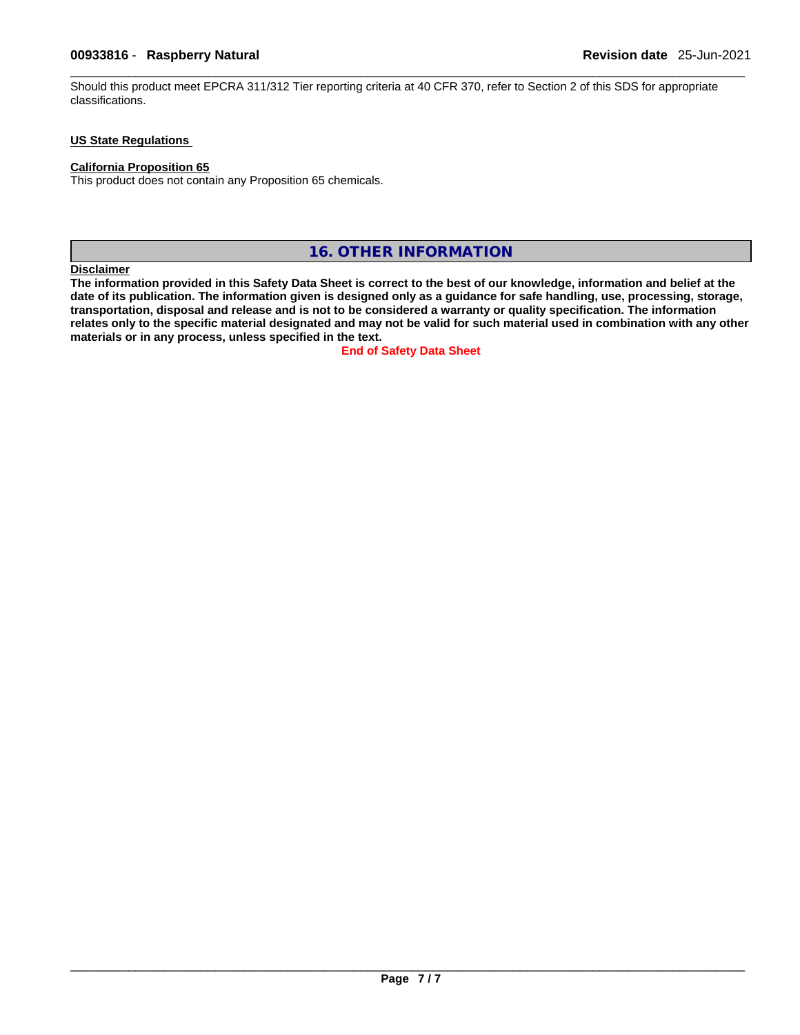Should this product meet EPCRA 311/312 Tier reporting criteria at 40 CFR 370, refer to Section 2 of this SDS for appropriate classifications.

### US State Regulations

**California Proposition 65**

This product does not contain any Proposition 65 chemicals.

## 16. OTHER INFORMATION

**Disclaimer**

**The information provided in this Safety Data Sheet is correct to the best of our knowledge, information and belief at the date of its publication. The information given is designed only as a guidance for safe handling, use, processing, storage, transportation, disposal and release and is not to be considered a warranty or quality specification. The information relates only to the specific material designated and may not be valid for such material used in combination with any other materials or in any process, unless specified in the text.**

**End of Safety Data Sheet**